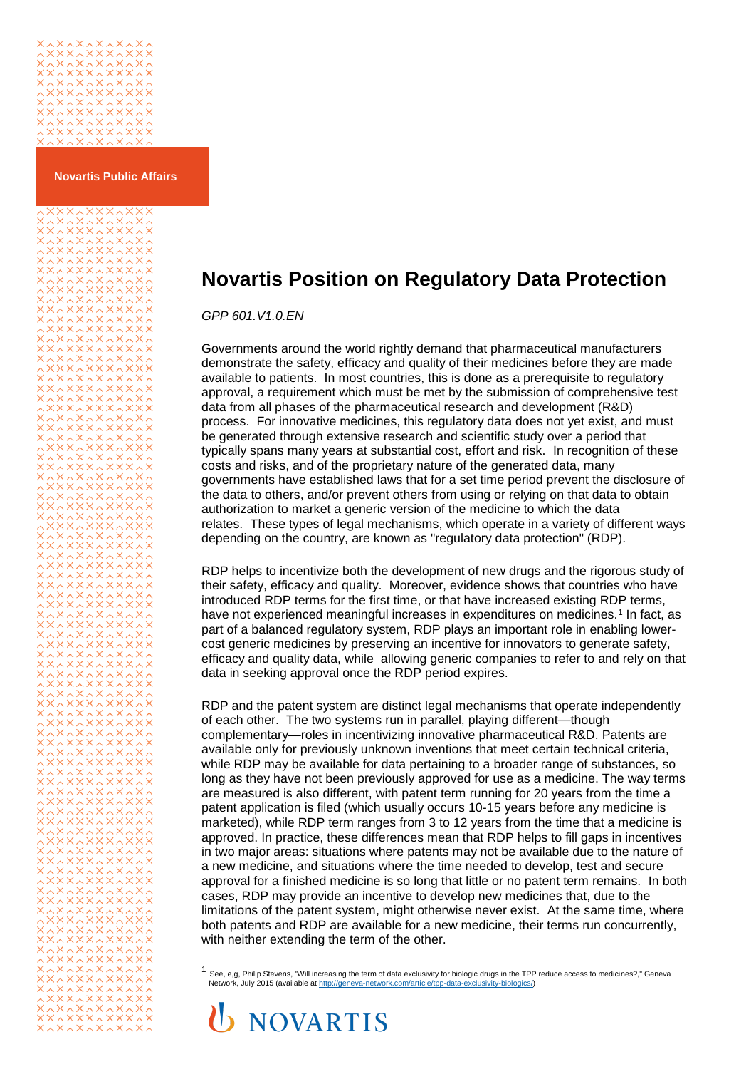Novartis Public Affairs

# Novartis Position on Regulatory Data Protection

*GPP 601.V1.0.EN*

Governments around the world rightly demand that pharmaceutical manufacturers demonstrate the safety, efficacy and quality of their medicines before they are made available to patients. In most countries, this is done as a prerequisite to regulatory approval, a requirement which must be met by the submission of comprehensive test data from all phases of the pharmaceutical research and development (R&D) process. For innovative medicines, this regulatory data does not yet exist, and must be generated through extensive research and scientific study over a period that typically spans many years at substantial cost, effort and risk. In recognition of these costs and risks, and of the proprietary nature of the generated data, many governments have established laws that for a set time period prevent the disclosure of the data to others, and/or prevent others from using or relying on that data to obtain authorization to market a generic version of the medicine to which the data relates. These types of legal mechanisms, which operate in a variety of different ways depending on the country, are known as "regulatory data protection" (RDP).

RDP helps to incentivize both the development of new drugs and the rigorous study of their safety, efficacy and quality. Moreover, evidence shows that countries who have introduced RDP terms for the first time, or that have increased existing RDP terms, have not experienced meaningful increases in expenditures on medicines.[1] In fact, as part of a balanced regulatory system, RDP plays an important role in enabling lower-cost generic medicines by preserving an incentive for innovators to generate safety, efficacy and quality data, while allowing generic companies to refer to and rely on that data in seeking approval once the RDP period expires.

RDP and the patent system are distinct legal mechanisms that operate independently of each other. The two systems run in parallel, playing different—though complementary—roles in incentivizing innovative pharmaceutical R&D. Patents are available only for previously unknown inventions that meet certain technical criteria, while RDP may be available for data pertaining to a broader range of substances, so long as they have not been previously approved for use as a medicine. The way terms are measured is also different, with patent term running for 20 years from the time a patent application is filed (which usually occurs 10-15 years before any medicine is marketed), while RDP term ranges from 3 to 12 years from the time that a medicine is approved. In practice, these differences mean that RDP helps to fill gaps in incentives in two major areas: situations where patents may not be available due to the nature of a new medicine, and situations where the time needed to develop, test and secure approval for a finished medicine is so long that little or no patent term remains. In both cases, RDP may provide an incentive to develop new medicines that, due to the limitations of the patent system, might otherwise never exist. At the same time, where both patents and RDP are available for a new medicine, their terms run concurrently, with neither extending the term of the other.

[1] See, e.g, Philip Stevens, "Will increasing the term of data exclusivity for biologic drugs in the TPP reduce access to medicines?," Geneva Network, July 2015 (available at http://geneva-network.com/article/tpp-data-exclusivity-biologics/)

NOVARTIS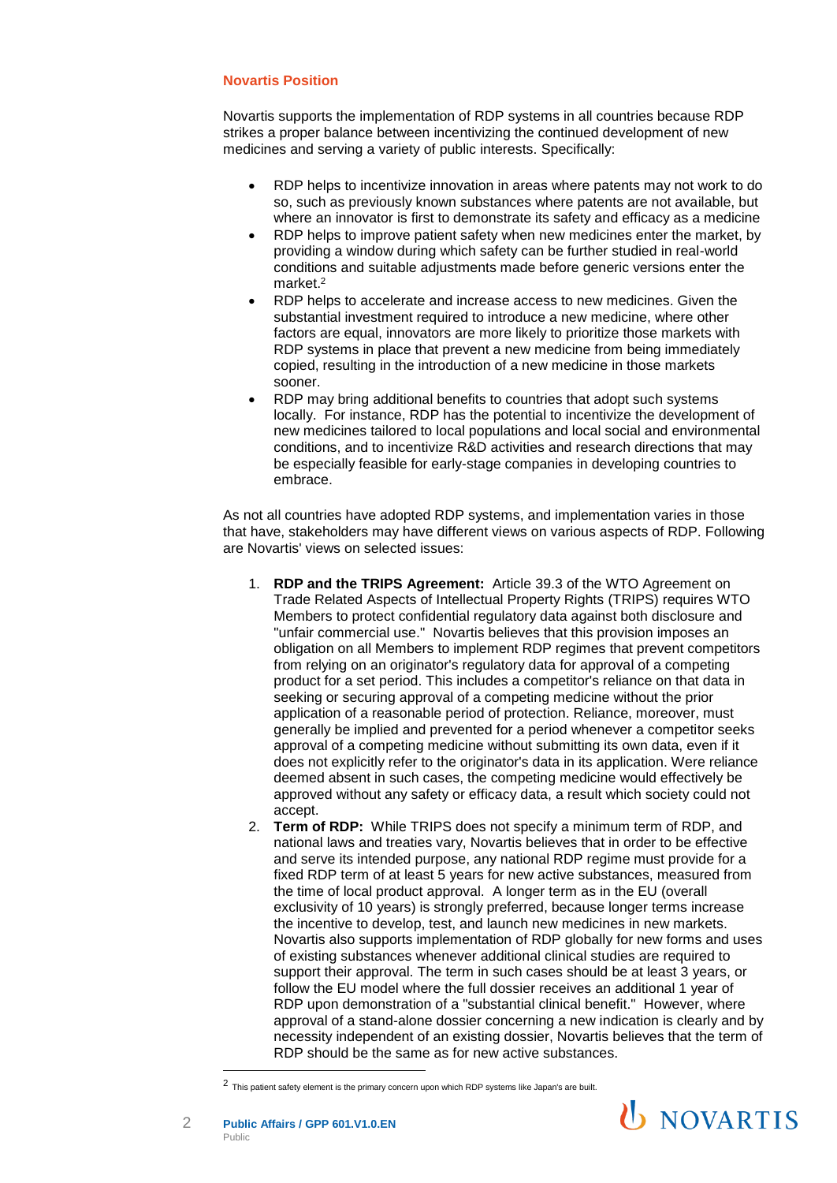### Novartis Position

Novartis supports the implementation of RDP systems in all countries because RDP strikes a proper balance between incentivizing the continued development of new medicines and serving a variety of public interests. Specifically:

- RDP helps to incentivize innovation in areas where patents may not work to do so, such as previously known substances where patents are not available, but where an innovator is first to demonstrate its safety and efficacy as a medicine
- RDP helps to improve patient safety when new medicines enter the market, by providing a window during which safety can be further studied in real-world conditions and suitable adjustments made before generic versions enter the market.[2]
- RDP helps to accelerate and increase access to new medicines. Given the substantial investment required to introduce a new medicine, where other factors are equal, innovators are more likely to prioritize those markets with RDP systems in place that prevent a new medicine from being immediately copied, resulting in the introduction of a new medicine in those markets sooner.
- RDP may bring additional benefits to countries that adopt such systems locally. For instance, RDP has the potential to incentivize the development of new medicines tailored to local populations and local social and environmental conditions, and to incentivize R&D activities and research directions that may be especially feasible for early-stage companies in developing countries to embrace.

As not all countries have adopted RDP systems, and implementation varies in those that have, stakeholders may have different views on various aspects of RDP. Following are Novartis' views on selected issues:

1. **RDP and the TRIPS Agreement:** Article 39.3 of the WTO Agreement on Trade Related Aspects of Intellectual Property Rights (TRIPS) requires WTO Members to protect confidential regulatory data against both disclosure and "unfair commercial use." Novartis believes that this provision imposes an obligation on all Members to implement RDP regimes that prevent competitors from relying on an originator's regulatory data for approval of a competing product for a set period. This includes a competitor's reliance on that data in seeking or securing approval of a competing medicine without the prior application of a reasonable period of protection. Reliance, moreover, must generally be implied and prevented for a period whenever a competitor seeks approval of a competing medicine without submitting its own data, even if it does not explicitly refer to the originator's data in its application. Were reliance deemed absent in such cases, the competing medicine would effectively be approved without any safety or efficacy data, a result which society could not accept.
2. **Term of RDP:** While TRIPS does not specify a minimum term of RDP, and national laws and treaties vary, Novartis believes that in order to be effective and serve its intended purpose, any national RDP regime must provide for a fixed RDP term of at least 5 years for new active substances, measured from the time of local product approval. A longer term as in the EU (overall exclusivity of 10 years) is strongly preferred, because longer terms increase the incentive to develop, test, and launch new medicines in new markets. Novartis also supports implementation of RDP globally for new forms and uses of existing substances whenever additional clinical studies are required to support their approval. The term in such cases should be at least 3 years, or follow the EU model where the full dossier receives an additional 1 year of RDP upon demonstration of a "substantial clinical benefit." However, where approval of a stand-alone dossier concerning a new indication is clearly and by necessity independent of an existing dossier, Novartis believes that the term of RDP should be the same as for new active substances.

[2] This patient safety element is the primary concern upon which RDP systems like Japan's are built.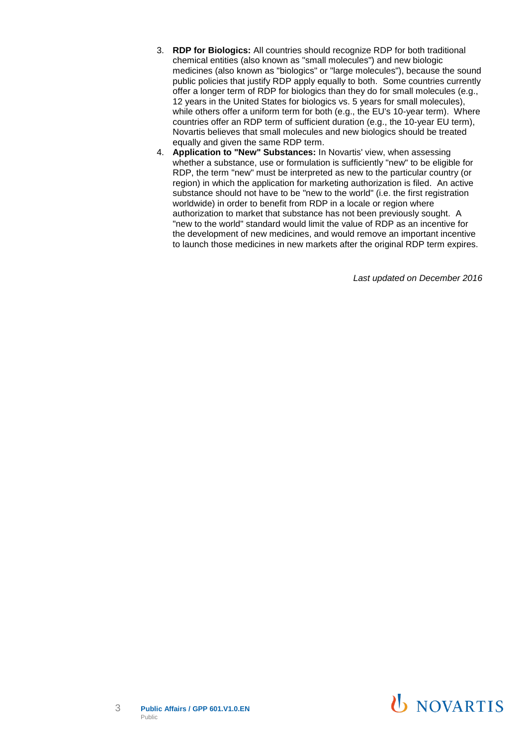3. **RDP for Biologics:** All countries should recognize RDP for both traditional chemical entities (also known as "small molecules") and new biologic medicines (also known as "biologics" or "large molecules"), because the sound public policies that justify RDP apply equally to both. Some countries currently offer a longer term of RDP for biologics than they do for small molecules (e.g., 12 years in the United States for biologics vs. 5 years for small molecules), while others offer a uniform term for both (e.g., the EU's 10-year term). Where countries offer an RDP term of sufficient duration (e.g., the 10-year EU term), Novartis believes that small molecules and new biologics should be treated equally and given the same RDP term.
4. **Application to "New" Substances:** In Novartis' view, when assessing whether a substance, use or formulation is sufficiently "new" to be eligible for RDP, the term "new" must be interpreted as new to the particular country (or region) in which the application for marketing authorization is filed. An active substance should not have to be "new to the world" (i.e. the first registration worldwide) in order to benefit from RDP in a locale or region where authorization to market that substance has not been previously sought. A "new to the world" standard would limit the value of RDP as an incentive for the development of new medicines, and would remove an important incentive to launch those medicines in new markets after the original RDP term expires.

*Last updated on December 2016*